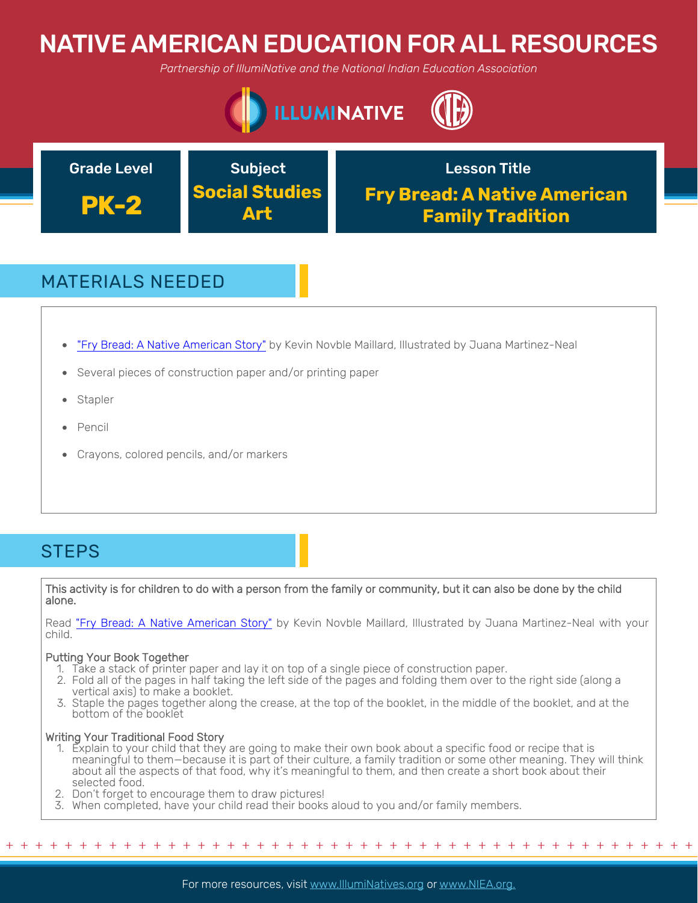# NATIVE AMERICAN EDUCATION FOR ALL RESOURCES

*Partnership of IllumiNative and the National Indian Education Association*

| Grade Level | Subject | Lesson Title |
|---|---|---|
| **PK-2** | **Social Studies Art** | **Fry Bread: A Native American Family Tradition** |

## MATERIALS NEEDED

- "Fry Bread: A Native American Story" by Kevin Novble Maillard, Illustrated by Juana Martinez-Neal
- Several pieces of construction paper and/or printing paper
- Stapler
- Pencil
- Crayons, colored pencils, and/or markers

## STEPS

This activity is for children to do with a person from the family or community, but it can also be done by the child alone.

Read "Fry Bread: A Native American Story" by Kevin Novble Maillard, Illustrated by Juana Martinez-Neal with your child.

Putting Your Book Together

1. Take a stack of printer paper and lay it on top of a single piece of construction paper.
2. Fold all of the pages in half taking the left side of the pages and folding them over to the right side (along a vertical axis) to make a booklet.
3. Staple the pages together along the crease, at the top of the booklet, in the middle of the booklet, and at the bottom of the booklet

Writing Your Traditional Food Story

1. Explain to your child that they are going to make their own book about a specific food or recipe that is meaningful to them—because it is part of their culture, a family tradition or some other meaning. They will think about all the aspects of that food, why it's meaningful to them, and then create a short book about their selected food.
2. Don't forget to encourage them to draw pictures!
3. When completed, have your child read their books aloud to you and/or family members.

For more resources, visit www.IllumiNatives.org or www.NIEA.org.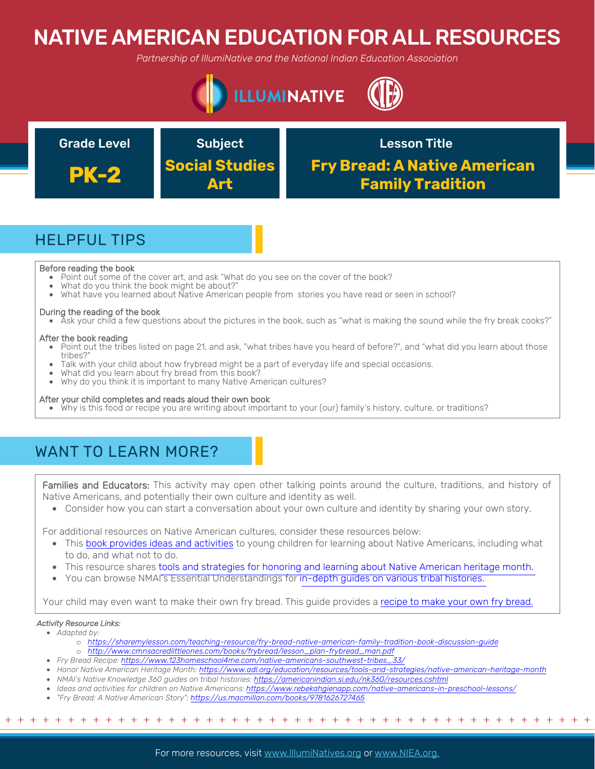# NATIVE AMERICAN EDUCATION FOR ALL RESOURCES

*Partnership of IllumiNative and the National Indian Education Association*

ILLUMINATIVE

| Grade Level | Subject | Lesson Title |
|---|---|---|
| **PK-2** | **Social Studies Art** | **Fry Bread: A Native American Family Tradition** |

## HELPFUL TIPS

Before reading the book

- Point out some of the cover art, and ask "What do you see on the cover of the book?
- What do you think the book might be about?"
- What have you learned about Native American people from stories you have read or seen in school?

During the reading of the book

- Ask your child a few questions about the pictures in the book, such as "what is making the sound while the fry break cooks?"

After the book reading

- Point out the tribes listed on page 21, and ask, "what tribes have you heard of before?", and "what did you learn about those tribes?"
- Talk with your child about how frybread might be a part of everyday life and special occasions.
- What did you learn about fry bread from this book?
- Why do you think it is important to many Native American cultures?

After your child completes and reads aloud their own book

- Why is this food or recipe you are writing about important to your (our) family's history, culture, or traditions?

## WANT TO LEARN MORE?

Families and Educators: This activity may open other talking points around the culture, traditions, and history of Native Americans, and potentially their own culture and identity as well.

- Consider how you can start a conversation about your own culture and identity by sharing your own story.

For additional resources on Native American cultures, consider these resources below:

- This book provides ideas and activities to young children for learning about Native Americans, including what to do, and what not to do.
- This resource shares tools and strategies for honoring and learning about Native American heritage month.
- You can browse NMAI's Essential Understandings for in-depth guides on various tribal histories.

Your child may even want to make their own fry bread. This guide provides a recipe to make your own fry bread.

*Activity Resource Links:*

- *Adapted by:*
  - *https://sharemylesson.com/teaching-resource/fry-bread-native-american-family-tradition-book-discussion-guide*
  - *http://www.cmnsacredlittleones.com/books/frybread/lesson_plan-frybread_man.pdf*
- *Fry Bread Recipe: https://www.123homeschool4me.com/native-americans-southwest-tribes_33/*
- *Honor Native American Heritage Month: https://www.adl.org/education/resources/tools-and-strategies/native-american-heritage-month*
- *NMAI's Native Knowledge 360 guides on tribal histories: https://americanindian.si.edu/nk360/resources.cshtml*
- *Ideas and activities for children on Native Americans: https://www.rebekahgienapp.com/native-americans-in-preschool-lessons/*
- *"Fry Bread: A Native American Story": https://us.macmillan.com/books/9781626727465*

For more resources, visit www.IllumiNatives.org or www.NIEA.org.